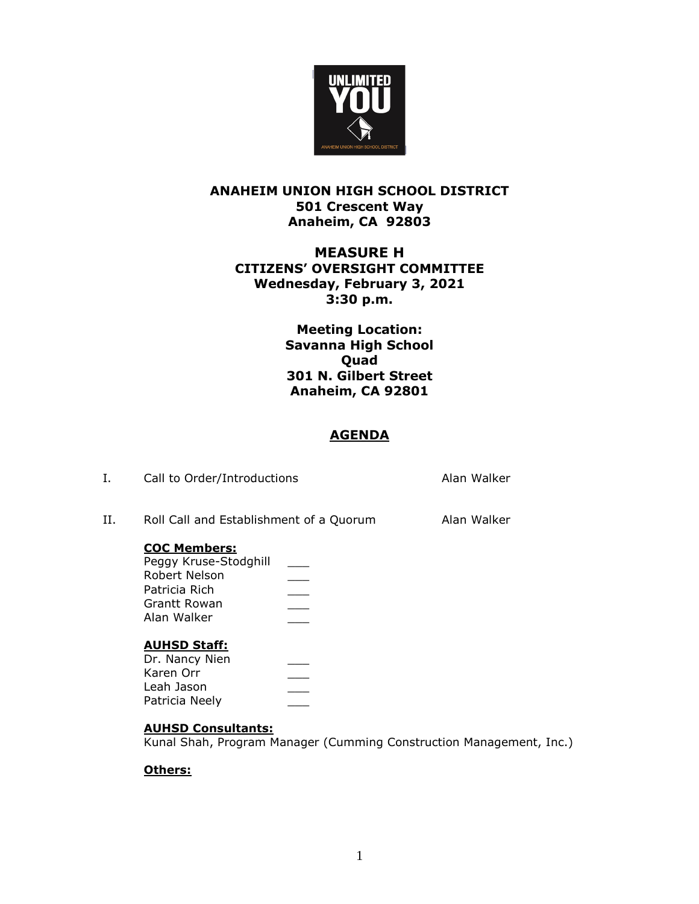# ANANAHEIM UNION HIGH SCHOOL DISTRICT

**501 Crescent Way**
**Anaheim, CA 92803**

## MEASURE H
## CITIZENS' OVERSIGHT COMMITTEE

**Wednesday, February 3, 2021**
**3:30 p.m.**

**Meeting Location:**
**Savanna High School**
**Quad**
**301 N. Gilbert Street**
**Anaheim, CA 92801**

## AGENDA

I. Call to Order/Introductions — Alan Walker

II. Roll Call and Establishment of a Quorum — Alan Walker

**COC Members:**
- Peggy Kruse-Stodghill ___
- Robert Nelson ___
- Patricia Rich ___
- Grantt Rowan ___
- Alan Walker ___

**AUHSD Staff:**
- Dr. Nancy Nien ___
- Karen Orr ___
- Leah Jason ___
- Patricia Neely ___

**AUHSD Consultants:**
Kunal Shah, Program Manager (Cumming Construction Management, Inc.)

**Others:**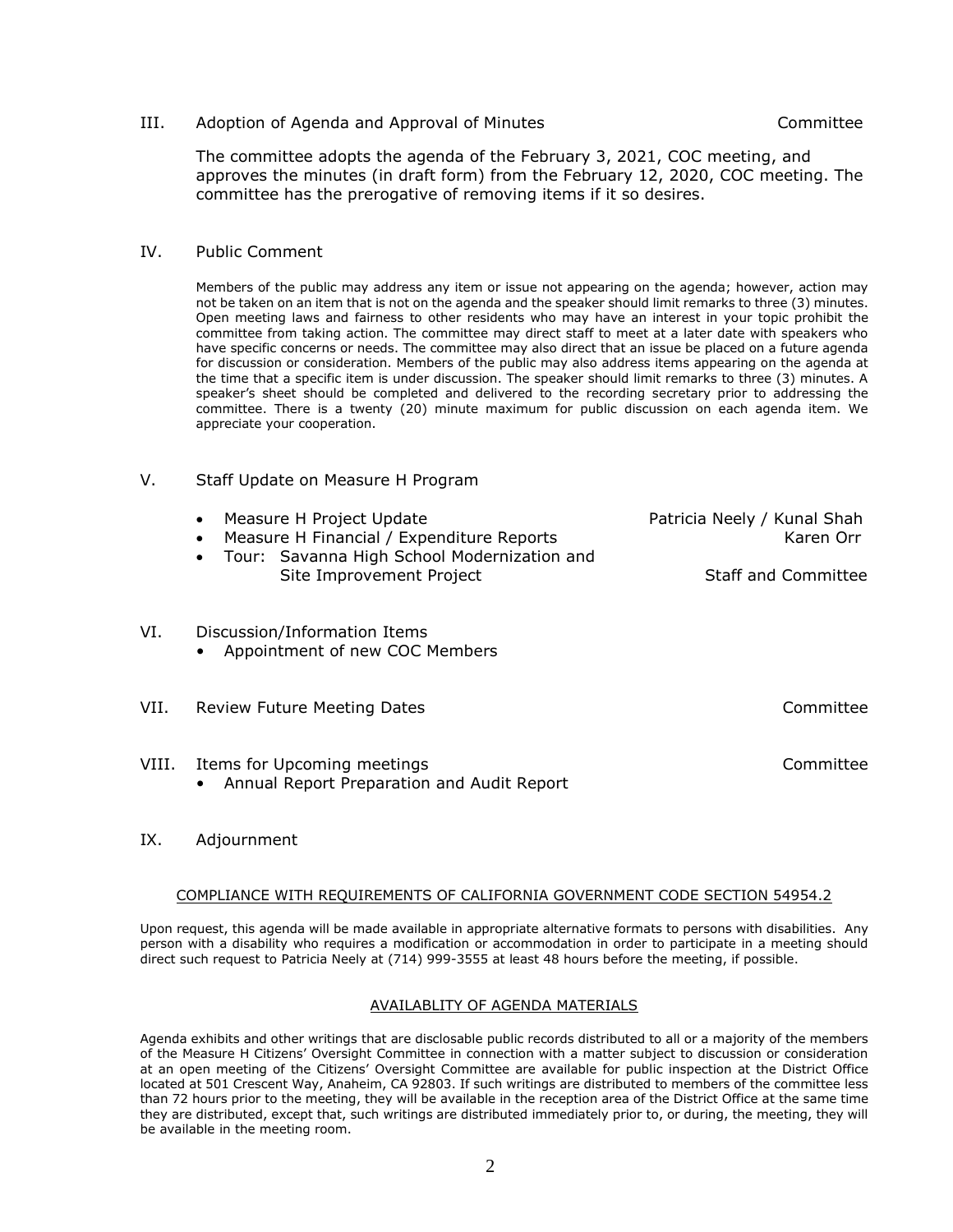III. Adoption of Agenda and Approval of Minutes — Committee

The committee adopts the agenda of the February 3, 2021, COC meeting, and approves the minutes (in draft form) from the February 12, 2020, COC meeting. The committee has the prerogative of removing items if it so desires.

IV. Public Comment

Members of the public may address any item or issue not appearing on the agenda; however, action may not be taken on an item that is not on the agenda and the speaker should limit remarks to three (3) minutes. Open meeting laws and fairness to other residents who may have an interest in your topic prohibit the committee from taking action. The committee may direct staff to meet at a later date with speakers who have specific concerns or needs. The committee may also direct that an issue be placed on a future agenda for discussion or consideration. Members of the public may also address items appearing on the agenda at the time that a specific item is under discussion. The speaker should limit remarks to three (3) minutes. A speaker's sheet should be completed and delivered to the recording secretary prior to addressing the committee. There is a twenty (20) minute maximum for public discussion on each agenda item. We appreciate your cooperation.

V. Staff Update on Measure H Program

- Measure H Project Update — Patricia Neely / Kunal Shah
- Measure H Financial / Expenditure Reports — Karen Orr
- Tour: Savanna High School Modernization and Site Improvement Project — Staff and Committee

VI. Discussion/Information Items

- Appointment of new COC Members

VII. Review Future Meeting Dates — Committee

VIII. Items for Upcoming meetings — Committee

- Annual Report Preparation and Audit Report

IX. Adjournment

## COMPLIANCE WITH REQUIREMENTS OF CALIFORNIA GOVERNMENT CODE SECTION 54954.2

Upon request, this agenda will be made available in appropriate alternative formats to persons with disabilities. Any person with a disability who requires a modification or accommodation in order to participate in a meeting should direct such request to Patricia Neely at (714) 999-3555 at least 48 hours before the meeting, if possible.

## AVAILABLITY OF AGENDA MATERIALS

Agenda exhibits and other writings that are disclosable public records distributed to all or a majority of the members of the Measure H Citizens' Oversight Committee in connection with a matter subject to discussion or consideration at an open meeting of the Citizens' Oversight Committee are available for public inspection at the District Office located at 501 Crescent Way, Anaheim, CA 92803. If such writings are distributed to members of the committee less than 72 hours prior to the meeting, they will be available in the reception area of the District Office at the same time they are distributed, except that, such writings are distributed immediately prior to, or during, the meeting, they will be available in the meeting room.